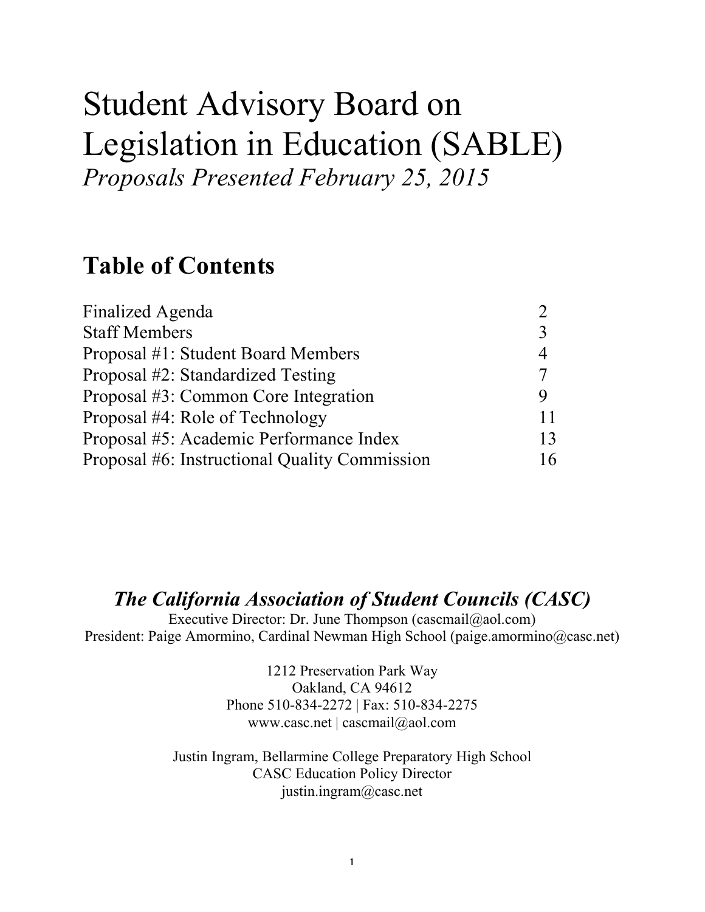# Student Advisory Board on Legislation in Education (SABLE)

*Proposals Presented February 25, 2015*

## Table of Contents

| | |
|---|---|
| Finalized Agenda | 2 |
| Staff Members | 3 |
| Proposal #1: Student Board Members | 4 |
| Proposal #2: Standardized Testing | 7 |
| Proposal #3: Common Core Integration | 9 |
| Proposal #4: Role of Technology | 11 |
| Proposal #5: Academic Performance Index | 13 |
| Proposal #6: Instructional Quality Commission | 16 |

***The California Association of Student Councils (CASC)***

Executive Director: Dr. June Thompson (cascmail@aol.com)

President: Paige Amormino, Cardinal Newman High School (paige.amormino@casc.net)

1212 Preservation Park Way

Oakland, CA 94612

Phone 510-834-2272 | Fax: 510-834-2275

www.casc.net | cascmail@aol.com

Justin Ingram, Bellarmine College Preparatory High School

CASC Education Policy Director

justin.ingram@casc.net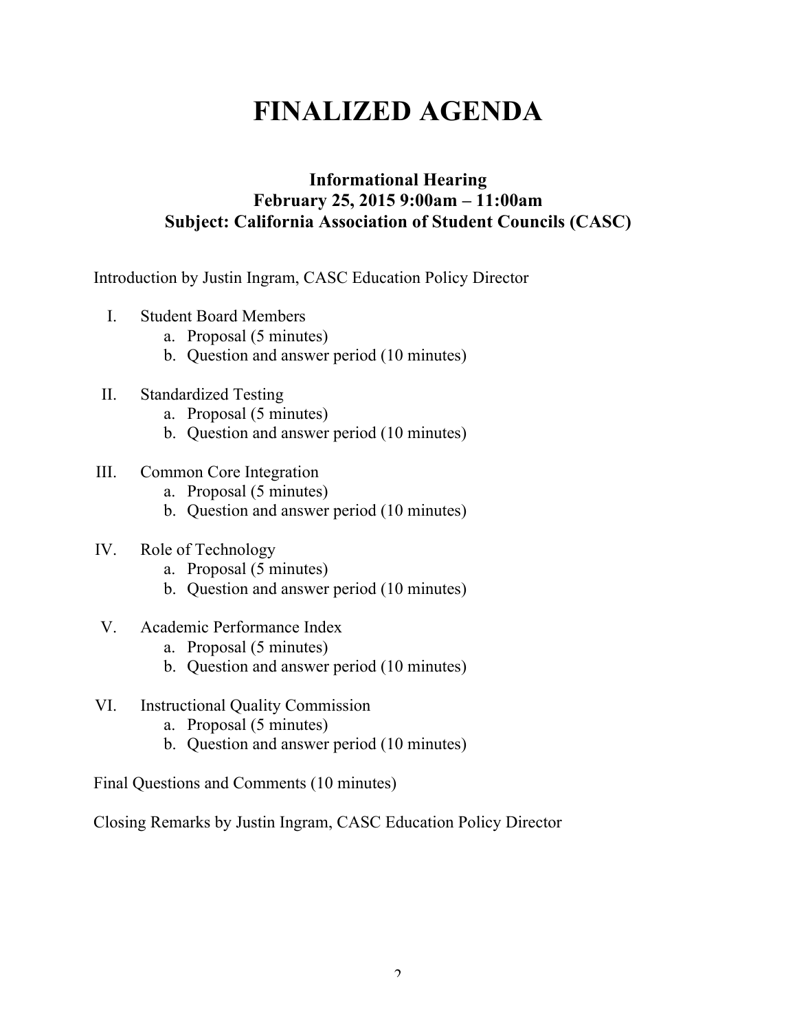# FINALIZED AGENDA

### Informational Hearing
### February 25, 2015 9:00am – 11:00am
### Subject: California Association of Student Councils (CASC)

Introduction by Justin Ingram, CASC Education Policy Director

I. Student Board Members
   a. Proposal (5 minutes)
   b. Question and answer period (10 minutes)

II. Standardized Testing
   a. Proposal (5 minutes)
   b. Question and answer period (10 minutes)

III. Common Core Integration
   a. Proposal (5 minutes)
   b. Question and answer period (10 minutes)

IV. Role of Technology
   a. Proposal (5 minutes)
   b. Question and answer period (10 minutes)

V. Academic Performance Index
   a. Proposal (5 minutes)
   b. Question and answer period (10 minutes)

VI. Instructional Quality Commission
   a. Proposal (5 minutes)
   b. Question and answer period (10 minutes)

Final Questions and Comments (10 minutes)

Closing Remarks by Justin Ingram, CASC Education Policy Director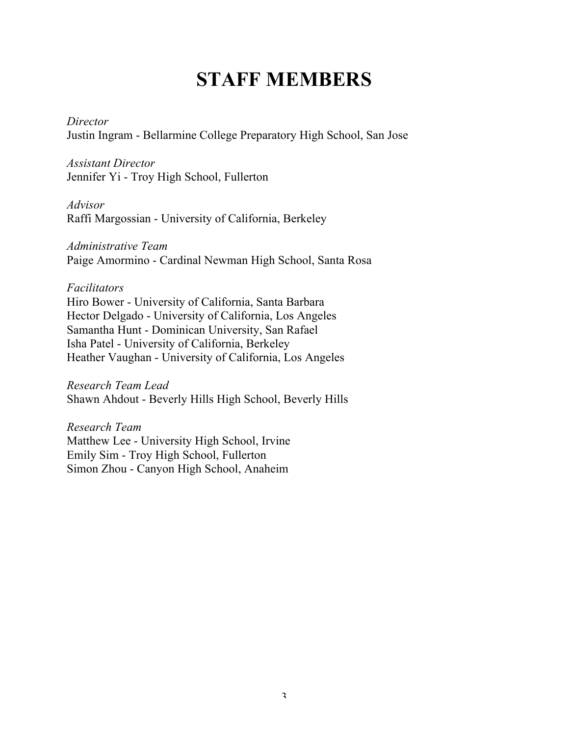# STAFF MEMBERS

*Director*
Justin Ingram - Bellarmine College Preparatory High School, San Jose

*Assistant Director*
Jennifer Yi - Troy High School, Fullerton

*Advisor*
Raffi Margossian - University of California, Berkeley

*Administrative Team*
Paige Amormino - Cardinal Newman High School, Santa Rosa

*Facilitators*
Hiro Bower - University of California, Santa Barbara
Hector Delgado - University of California, Los Angeles
Samantha Hunt - Dominican University, San Rafael
Isha Patel - University of California, Berkeley
Heather Vaughan - University of California, Los Angeles

*Research Team Lead*
Shawn Ahdout - Beverly Hills High School, Beverly Hills

*Research Team*
Matthew Lee - University High School, Irvine
Emily Sim - Troy High School, Fullerton
Simon Zhou - Canyon High School, Anaheim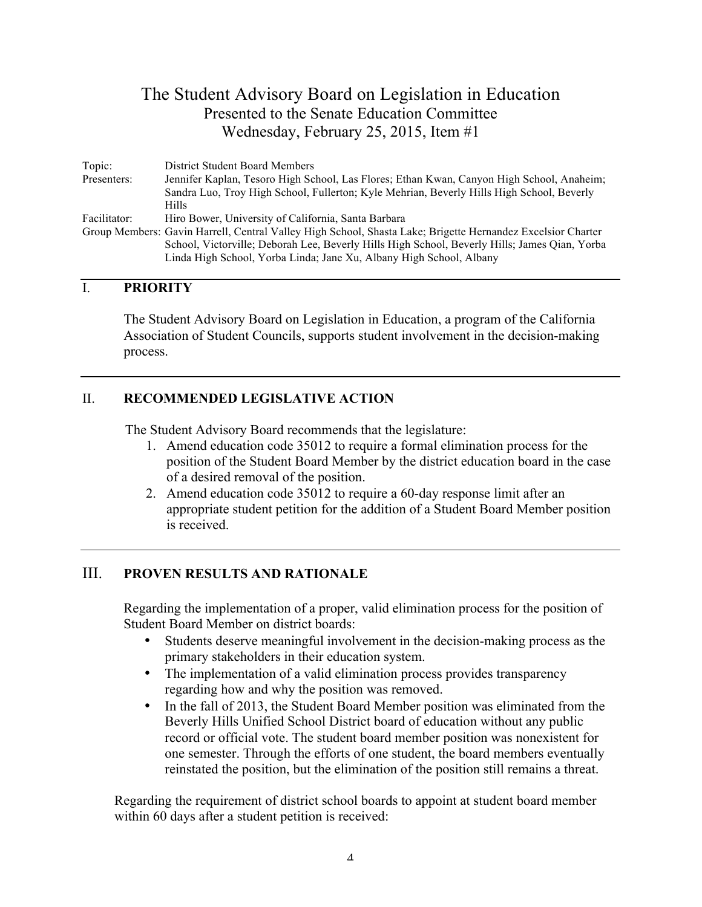# The Student Advisory Board on Legislation in Education

## Presented to the Senate Education Committee

## Wednesday, February 25, 2015, Item #1

| | |
|---|---|
| Topic: | District Student Board Members |
| Presenters: | Jennifer Kaplan, Tesoro High School, Las Flores; Ethan Kwan, Canyon High School, Anaheim; Sandra Luo, Troy High School, Fullerton; Kyle Mehrian, Beverly Hills High School, Beverly Hills |
| Facilitator: | Hiro Bower, University of California, Santa Barbara |
| Group Members: | Gavin Harrell, Central Valley High School, Shasta Lake; Brigette Hernandez Excelsior Charter School, Victorville; Deborah Lee, Beverly Hills High School, Beverly Hills; James Qian, Yorba Linda High School, Yorba Linda; Jane Xu, Albany High School, Albany |

## I. PRIORITY

The Student Advisory Board on Legislation in Education, a program of the California Association of Student Councils, supports student involvement in the decision-making process.

## II. RECOMMENDED LEGISLATIVE ACTION

The Student Advisory Board recommends that the legislature:

1. Amend education code 35012 to require a formal elimination process for the position of the Student Board Member by the district education board in the case of a desired removal of the position.
2. Amend education code 35012 to require a 60-day response limit after an appropriate student petition for the addition of a Student Board Member position is received.

## III. PROVEN RESULTS AND RATIONALE

Regarding the implementation of a proper, valid elimination process for the position of Student Board Member on district boards:

- Students deserve meaningful involvement in the decision-making process as the primary stakeholders in their education system.
- The implementation of a valid elimination process provides transparency regarding how and why the position was removed.
- In the fall of 2013, the Student Board Member position was eliminated from the Beverly Hills Unified School District board of education without any public record or official vote. The student board member position was nonexistent for one semester. Through the efforts of one student, the board members eventually reinstated the position, but the elimination of the position still remains a threat.

Regarding the requirement of district school boards to appoint at student board member within 60 days after a student petition is received: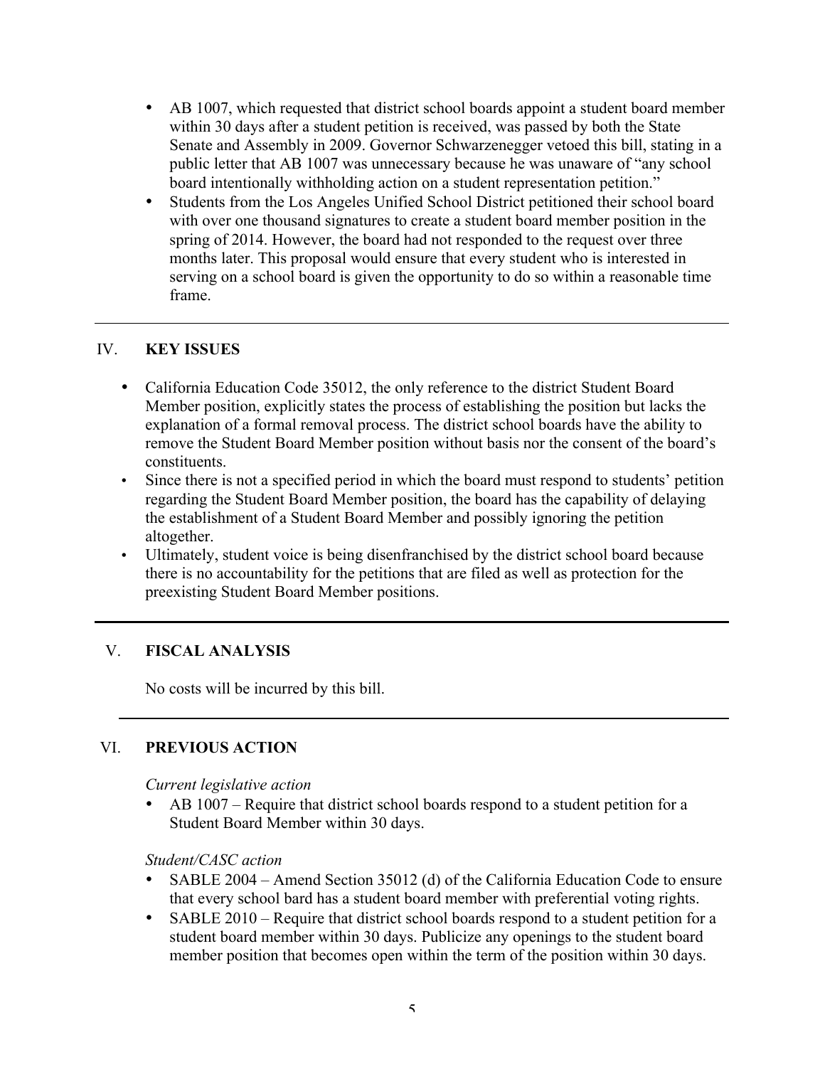- AB 1007, which requested that district school boards appoint a student board member within 30 days after a student petition is received, was passed by both the State Senate and Assembly in 2009. Governor Schwarzenegger vetoed this bill, stating in a public letter that AB 1007 was unnecessary because he was unaware of "any school board intentionally withholding action on a student representation petition."
- Students from the Los Angeles Unified School District petitioned their school board with over one thousand signatures to create a student board member position in the spring of 2014. However, the board had not responded to the request over three months later. This proposal would ensure that every student who is interested in serving on a school board is given the opportunity to do so within a reasonable time frame.

---

## IV. KEY ISSUES

- California Education Code 35012, the only reference to the district Student Board Member position, explicitly states the process of establishing the position but lacks the explanation of a formal removal process. The district school boards have the ability to remove the Student Board Member position without basis nor the consent of the board's constituents.
- Since there is not a specified period in which the board must respond to students' petition regarding the Student Board Member position, the board has the capability of delaying the establishment of a Student Board Member and possibly ignoring the petition altogether.
- Ultimately, student voice is being disenfranchised by the district school board because there is no accountability for the petitions that are filed as well as protection for the preexisting Student Board Member positions.

---

## V. FISCAL ANALYSIS

No costs will be incurred by this bill.

---

## VI. PREVIOUS ACTION

*Current legislative action*

- AB 1007 – Require that district school boards respond to a student petition for a Student Board Member within 30 days.

*Student/CASC action*

- SABLE 2004 – Amend Section 35012 (d) of the California Education Code to ensure that every school bard has a student board member with preferential voting rights.
- SABLE 2010 – Require that district school boards respond to a student petition for a student board member within 30 days. Publicize any openings to the student board member position that becomes open within the term of the position within 30 days.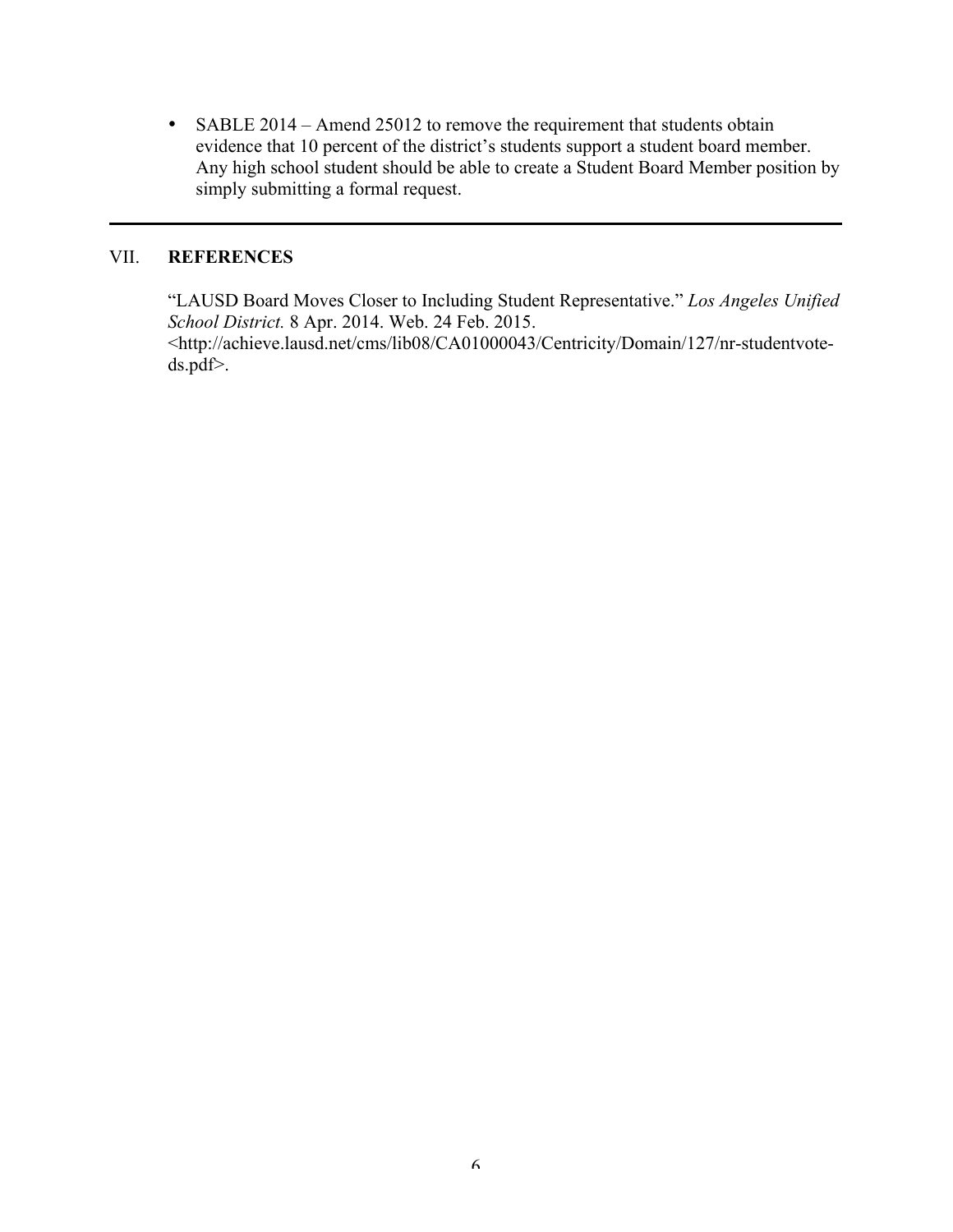- SABLE 2014 – Amend 25012 to remove the requirement that students obtain evidence that 10 percent of the district's students support a student board member. Any high school student should be able to create a Student Board Member position by simply submitting a formal request.

---

## VII. **REFERENCES**

"LAUSD Board Moves Closer to Including Student Representative." *Los Angeles Unified School District.* 8 Apr. 2014. Web. 24 Feb. 2015. <http://achieve.lausd.net/cms/lib08/CA01000043/Centricity/Domain/127/nr-studentvote-ds.pdf>.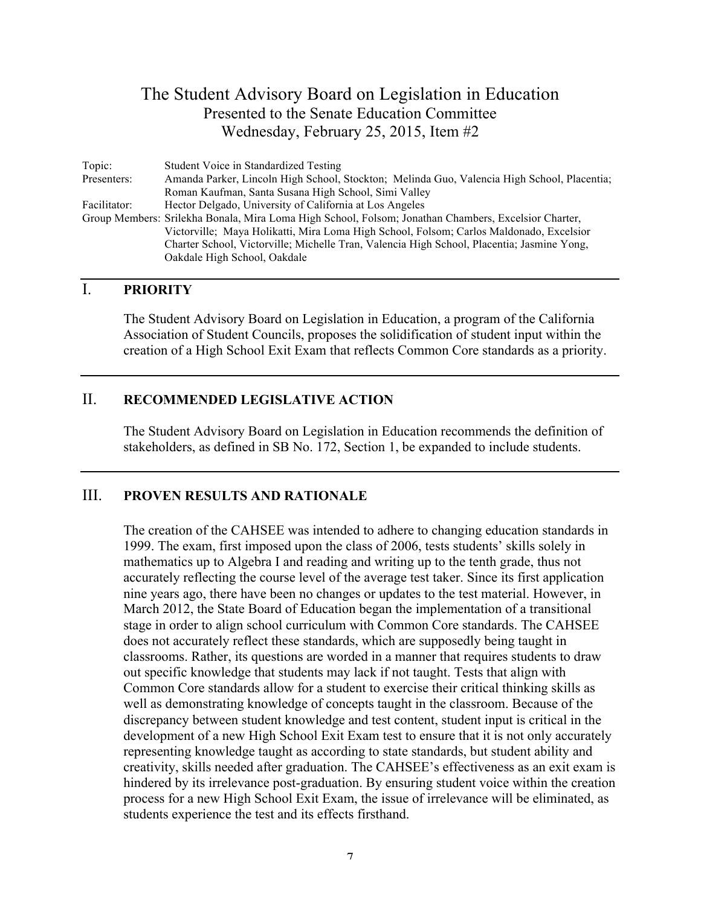# The Student Advisory Board on Legislation in Education

Presented to the Senate Education Committee
Wednesday, February 25, 2015, Item #2

Topic: Student Voice in Standardized Testing

Presenters: Amanda Parker, Lincoln High School, Stockton; Melinda Guo, Valencia High School, Placentia; Roman Kaufman, Santa Susana High School, Simi Valley

Facilitator: Hector Delgado, University of California at Los Angeles

Group Members: Srilekha Bonala, Mira Loma High School, Folsom; Jonathan Chambers, Excelsior Charter, Victorville; Maya Holikatti, Mira Loma High School, Folsom; Carlos Maldonado, Excelsior Charter School, Victorville; Michelle Tran, Valencia High School, Placentia; Jasmine Yong, Oakdale High School, Oakdale

## I. PRIORITY

The Student Advisory Board on Legislation in Education, a program of the California Association of Student Councils, proposes the solidification of student input within the creation of a High School Exit Exam that reflects Common Core standards as a priority.

## II. RECOMMENDED LEGISLATIVE ACTION

The Student Advisory Board on Legislation in Education recommends the definition of stakeholders, as defined in SB No. 172, Section 1, be expanded to include students.

## III. PROVEN RESULTS AND RATIONALE

The creation of the CAHSEE was intended to adhere to changing education standards in 1999. The exam, first imposed upon the class of 2006, tests students' skills solely in mathematics up to Algebra I and reading and writing up to the tenth grade, thus not accurately reflecting the course level of the average test taker. Since its first application nine years ago, there have been no changes or updates to the test material. However, in March 2012, the State Board of Education began the implementation of a transitional stage in order to align school curriculum with Common Core standards. The CAHSEE does not accurately reflect these standards, which are supposedly being taught in classrooms. Rather, its questions are worded in a manner that requires students to draw out specific knowledge that students may lack if not taught. Tests that align with Common Core standards allow for a student to exercise their critical thinking skills as well as demonstrating knowledge of concepts taught in the classroom. Because of the discrepancy between student knowledge and test content, student input is critical in the development of a new High School Exit Exam test to ensure that it is not only accurately representing knowledge taught as according to state standards, but student ability and creativity, skills needed after graduation. The CAHSEE's effectiveness as an exit exam is hindered by its irrelevance post-graduation. By ensuring student voice within the creation process for a new High School Exit Exam, the issue of irrelevance will be eliminated, as students experience the test and its effects firsthand.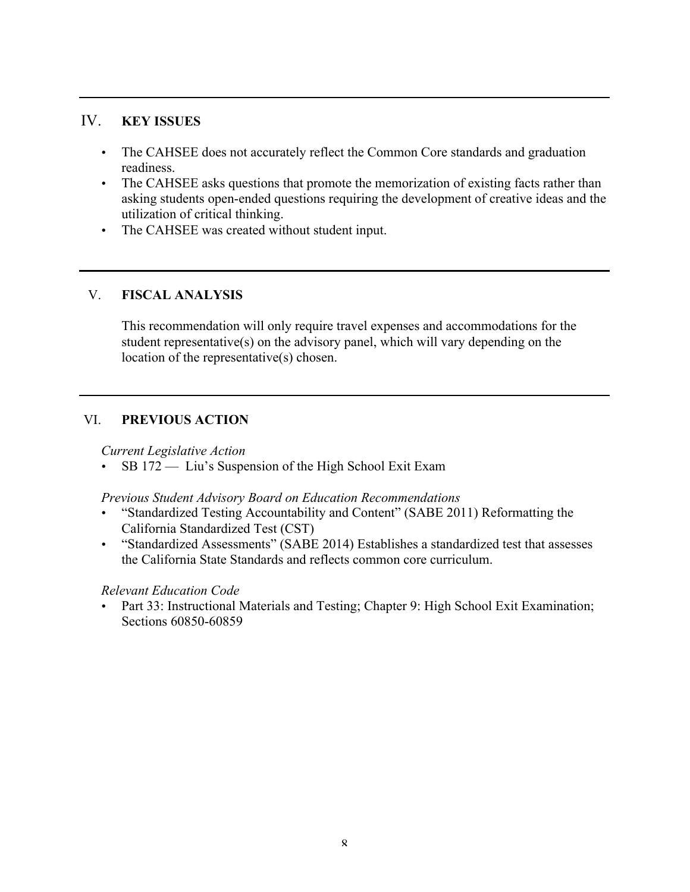## IV. KEY ISSUES

- The CAHSEE does not accurately reflect the Common Core standards and graduation readiness.
- The CAHSEE asks questions that promote the memorization of existing facts rather than asking students open-ended questions requiring the development of creative ideas and the utilization of critical thinking.
- The CAHSEE was created without student input.

## V. FISCAL ANALYSIS

This recommendation will only require travel expenses and accommodations for the student representative(s) on the advisory panel, which will vary depending on the location of the representative(s) chosen.

## VI. PREVIOUS ACTION

*Current Legislative Action*

- SB 172 — Liu's Suspension of the High School Exit Exam

*Previous Student Advisory Board on Education Recommendations*

- "Standardized Testing Accountability and Content" (SABE 2011) Reformatting the California Standardized Test (CST)
- "Standardized Assessments" (SABE 2014) Establishes a standardized test that assesses the California State Standards and reflects common core curriculum.

*Relevant Education Code*

- Part 33: Instructional Materials and Testing; Chapter 9: High School Exit Examination; Sections 60850-60859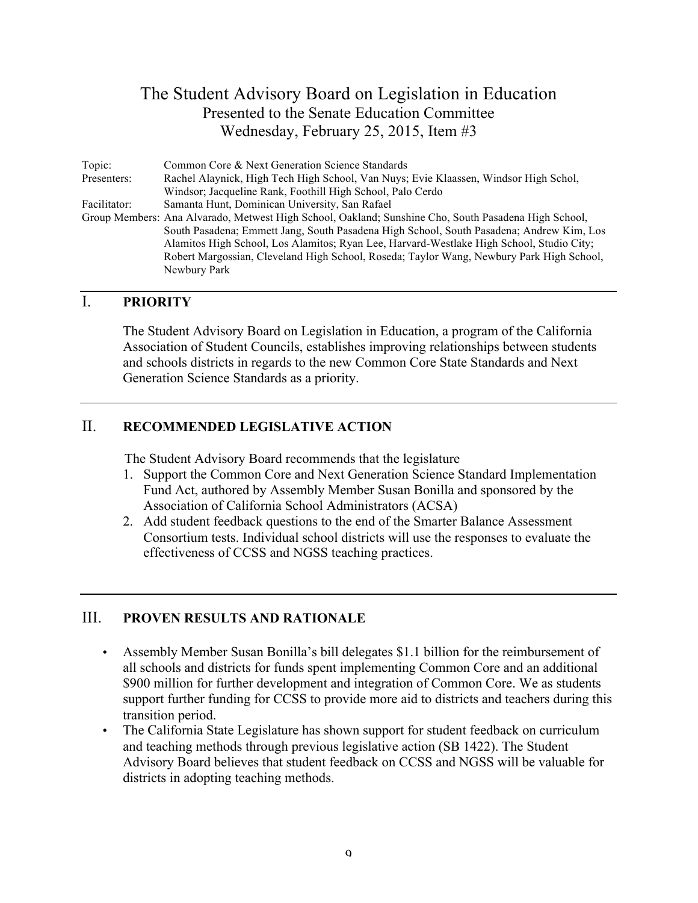# The Student Advisory Board on Legislation in Education
## Presented to the Senate Education Committee
## Wednesday, February 25, 2015, Item #3

Topic: Common Core & Next Generation Science Standards

Presenters: Rachel Alaynick, High Tech High School, Van Nuys; Evie Klaassen, Windsor High Schol, Windsor; Jacqueline Rank, Foothill High School, Palo Cerdo

Facilitator: Samanta Hunt, Dominican University, San Rafael

Group Members: Ana Alvarado, Metwest High School, Oakland; Sunshine Cho, South Pasadena High School, South Pasadena; Emmett Jang, South Pasadena High School, South Pasadena; Andrew Kim, Los Alamitos High School, Los Alamitos; Ryan Lee, Harvard-Westlake High School, Studio City; Robert Margossian, Cleveland High School, Roseda; Taylor Wang, Newbury Park High School, Newbury Park

## I. PRIORITY

The Student Advisory Board on Legislation in Education, a program of the California Association of Student Councils, establishes improving relationships between students and schools districts in regards to the new Common Core State Standards and Next Generation Science Standards as a priority.

## II. RECOMMENDED LEGISLATIVE ACTION

The Student Advisory Board recommends that the legislature

1. Support the Common Core and Next Generation Science Standard Implementation Fund Act, authored by Assembly Member Susan Bonilla and sponsored by the Association of California School Administrators (ACSA)
2. Add student feedback questions to the end of the Smarter Balance Assessment Consortium tests. Individual school districts will use the responses to evaluate the effectiveness of CCSS and NGSS teaching practices.

## III. PROVEN RESULTS AND RATIONALE

- Assembly Member Susan Bonilla's bill delegates $1.1 billion for the reimbursement of all schools and districts for funds spent implementing Common Core and an additional $900 million for further development and integration of Common Core. We as students support further funding for CCSS to provide more aid to districts and teachers during this transition period.
- The California State Legislature has shown support for student feedback on curriculum and teaching methods through previous legislative action (SB 1422). The Student Advisory Board believes that student feedback on CCSS and NGSS will be valuable for districts in adopting teaching methods.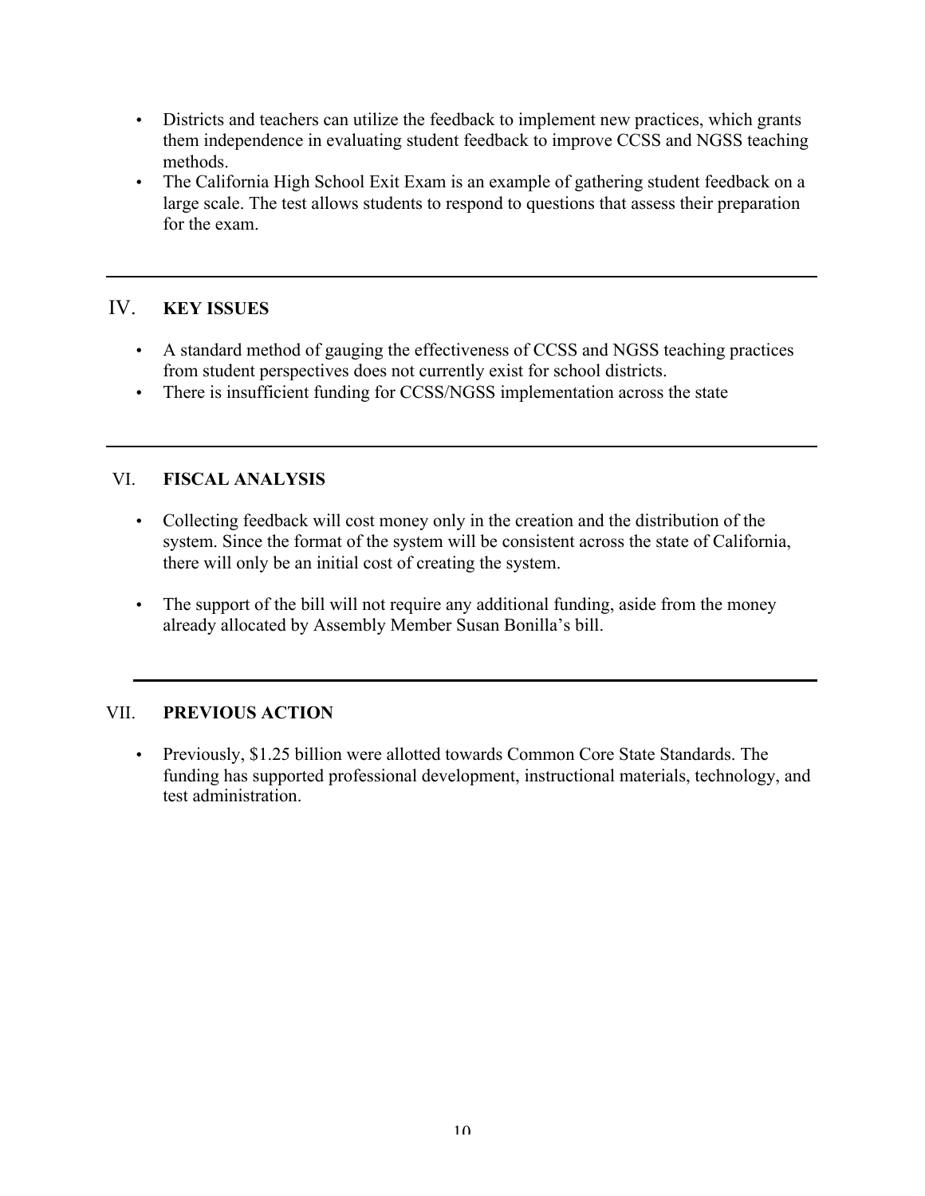- Districts and teachers can utilize the feedback to implement new practices, which grants them independence in evaluating student feedback to improve CCSS and NGSS teaching methods.
- The California High School Exit Exam is an example of gathering student feedback on a large scale. The test allows students to respond to questions that assess their preparation for the exam.

---

## IV. KEY ISSUES

- A standard method of gauging the effectiveness of CCSS and NGSS teaching practices from student perspectives does not currently exist for school districts.
- There is insufficient funding for CCSS/NGSS implementation across the state

---

## VI. FISCAL ANALYSIS

- Collecting feedback will cost money only in the creation and the distribution of the system. Since the format of the system will be consistent across the state of California, there will only be an initial cost of creating the system.

- The support of the bill will not require any additional funding, aside from the money already allocated by Assembly Member Susan Bonilla's bill.

---

## VII. PREVIOUS ACTION

- Previously, $1.25 billion were allotted towards Common Core State Standards. The funding has supported professional development, instructional materials, technology, and test administration.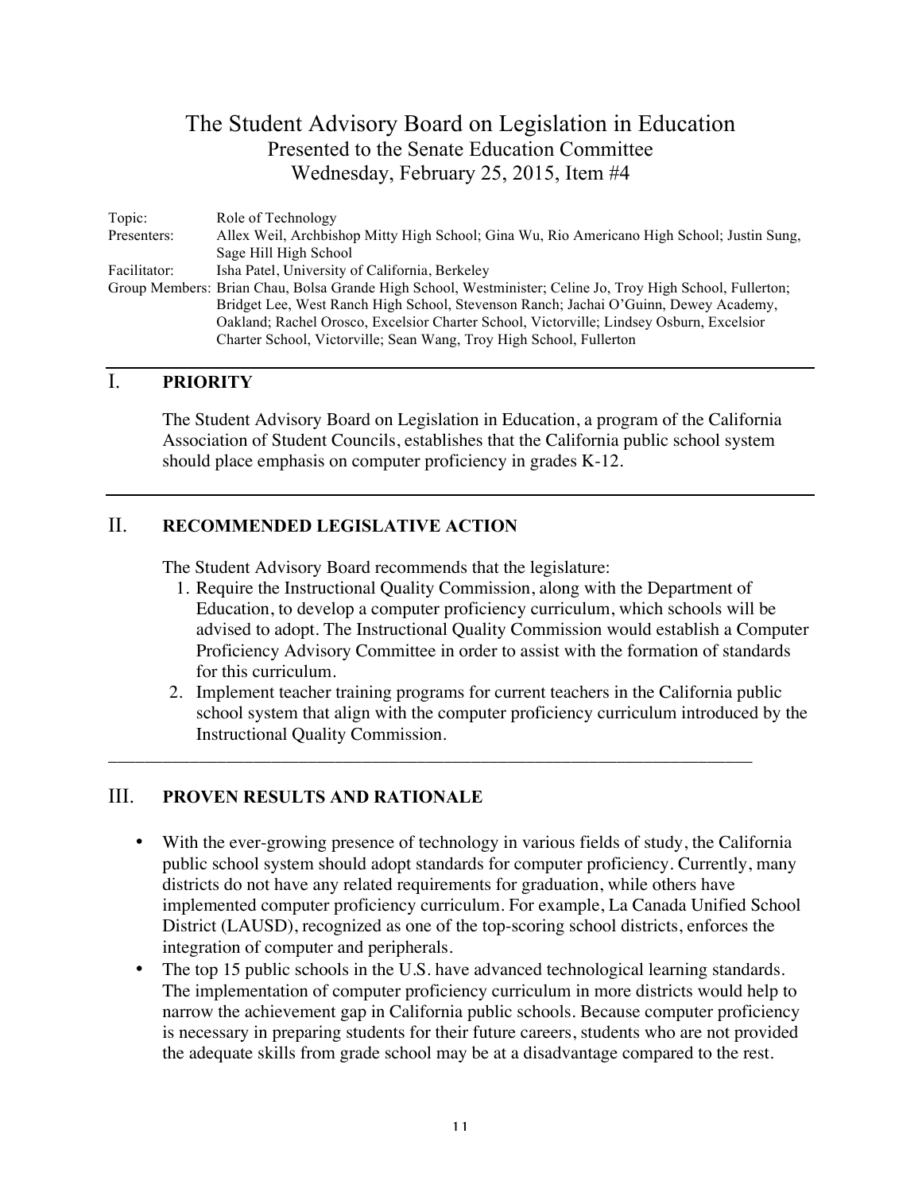# The Student Advisory Board on Legislation in Education

## Presented to the Senate Education Committee

## Wednesday, February 25, 2015, Item #4

| | |
|---|---|
| Topic: | Role of Technology |
| Presenters: | Allex Weil, Archbishop Mitty High School; Gina Wu, Rio Americano High School; Justin Sung, Sage Hill High School |
| Facilitator: | Isha Patel, University of California, Berkeley |
| Group Members: | Brian Chau, Bolsa Grande High School, Westminister; Celine Jo, Troy High School, Fullerton; Bridget Lee, West Ranch High School, Stevenson Ranch; Jachai O'Guinn, Dewey Academy, Oakland; Rachel Orosco, Excelsior Charter School, Victorville; Lindsey Osburn, Excelsior Charter School, Victorville; Sean Wang, Troy High School, Fullerton |

## I. PRIORITY

The Student Advisory Board on Legislation in Education, a program of the California Association of Student Councils, establishes that the California public school system should place emphasis on computer proficiency in grades K-12.

## II. RECOMMENDED LEGISLATIVE ACTION

The Student Advisory Board recommends that the legislature:

1. Require the Instructional Quality Commission, along with the Department of Education, to develop a computer proficiency curriculum, which schools will be advised to adopt. The Instructional Quality Commission would establish a Computer Proficiency Advisory Committee in order to assist with the formation of standards for this curriculum.
2. Implement teacher training programs for current teachers in the California public school system that align with the computer proficiency curriculum introduced by the Instructional Quality Commission.

## III. PROVEN RESULTS AND RATIONALE

- With the ever-growing presence of technology in various fields of study, the California public school system should adopt standards for computer proficiency. Currently, many districts do not have any related requirements for graduation, while others have implemented computer proficiency curriculum. For example, La Canada Unified School District (LAUSD), recognized as one of the top-scoring school districts, enforces the integration of computer and peripherals.
- The top 15 public schools in the U.S. have advanced technological learning standards. The implementation of computer proficiency curriculum in more districts would help to narrow the achievement gap in California public schools. Because computer proficiency is necessary in preparing students for their future careers, students who are not provided the adequate skills from grade school may be at a disadvantage compared to the rest.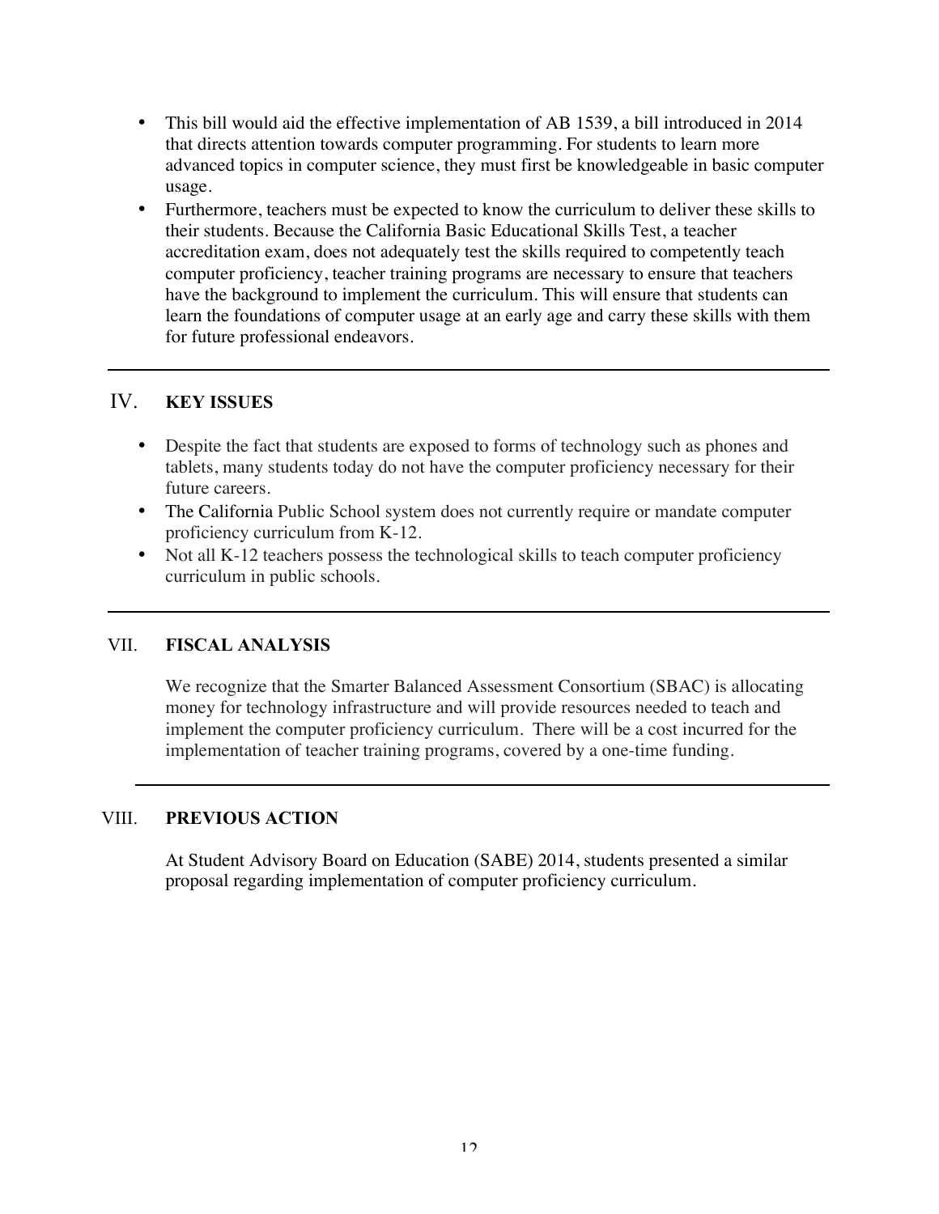- This bill would aid the effective implementation of AB 1539, a bill introduced in 2014 that directs attention towards computer programming. For students to learn more advanced topics in computer science, they must first be knowledgeable in basic computer usage.
- Furthermore, teachers must be expected to know the curriculum to deliver these skills to their students. Because the California Basic Educational Skills Test, a teacher accreditation exam, does not adequately test the skills required to competently teach computer proficiency, teacher training programs are necessary to ensure that teachers have the background to implement the curriculum. This will ensure that students can learn the foundations of computer usage at an early age and carry these skills with them for future professional endeavors.

---

## IV. KEY ISSUES

- Despite the fact that students are exposed to forms of technology such as phones and tablets, many students today do not have the computer proficiency necessary for their future careers.
- The California Public School system does not currently require or mandate computer proficiency curriculum from K-12.
- Not all K-12 teachers possess the technological skills to teach computer proficiency curriculum in public schools.

---

## VII. FISCAL ANALYSIS

We recognize that the Smarter Balanced Assessment Consortium (SBAC) is allocating money for technology infrastructure and will provide resources needed to teach and implement the computer proficiency curriculum. There will be a cost incurred for the implementation of teacher training programs, covered by a one-time funding.

---

## VIII. PREVIOUS ACTION

At Student Advisory Board on Education (SABE) 2014, students presented a similar proposal regarding implementation of computer proficiency curriculum.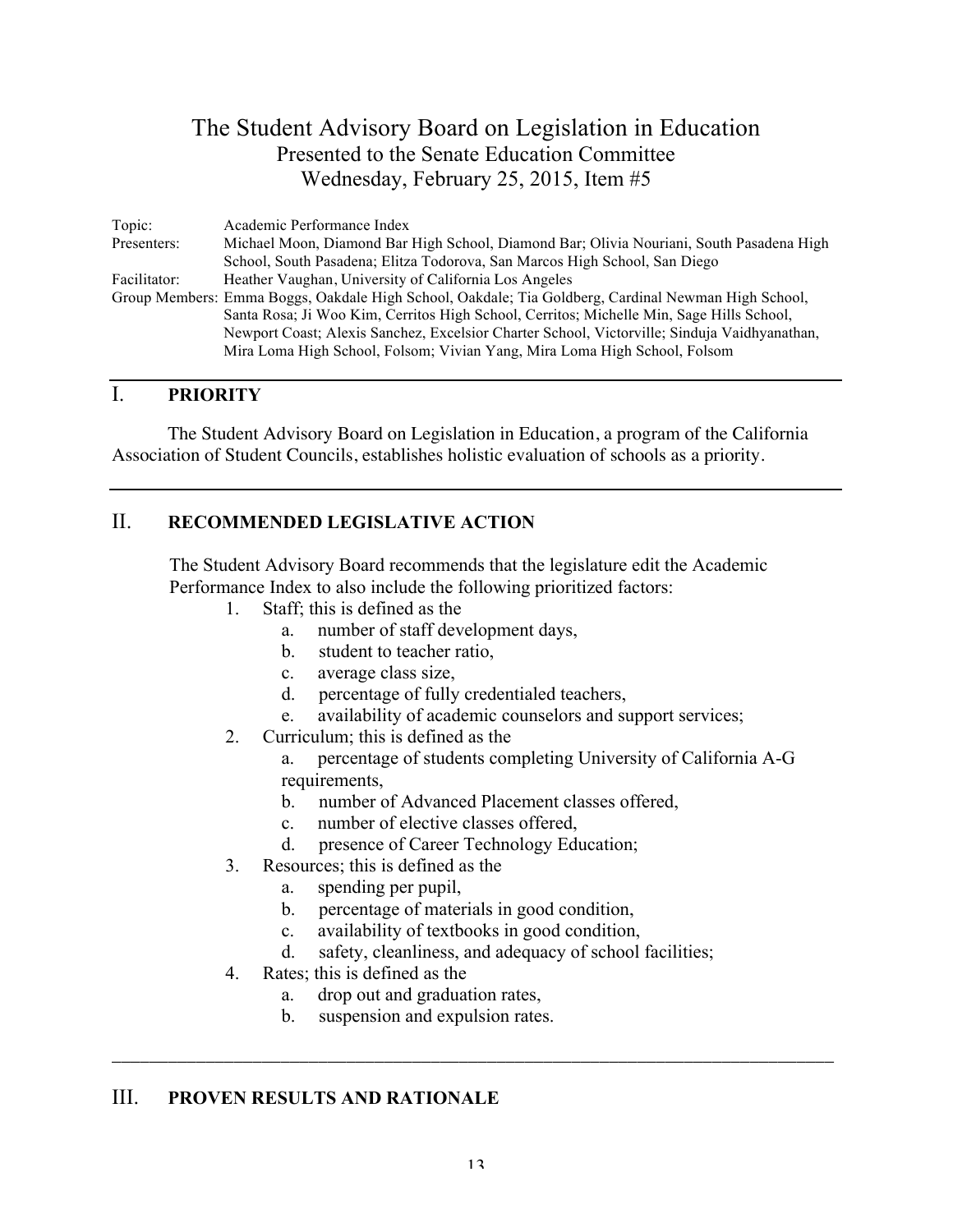# The Student Advisory Board on Legislation in Education

Presented to the Senate Education Committee
Wednesday, February 25, 2015, Item #5

| | |
|---|---|
| Topic: | Academic Performance Index |
| Presenters: | Michael Moon, Diamond Bar High School, Diamond Bar; Olivia Nouriani, South Pasadena High School, South Pasadena; Elitza Todorova, San Marcos High School, San Diego |
| Facilitator: | Heather Vaughan, University of California Los Angeles |
| Group Members: | Emma Boggs, Oakdale High School, Oakdale; Tia Goldberg, Cardinal Newman High School, Santa Rosa; Ji Woo Kim, Cerritos High School, Cerritos; Michelle Min, Sage Hills School, Newport Coast; Alexis Sanchez, Excelsior Charter School, Victorville; Sinduja Vaidhyanathan, Mira Loma High School, Folsom; Vivian Yang, Mira Loma High School, Folsom |

## I. PRIORITY

The Student Advisory Board on Legislation in Education, a program of the California Association of Student Councils, establishes holistic evaluation of schools as a priority.

## II. RECOMMENDED LEGISLATIVE ACTION

The Student Advisory Board recommends that the legislature edit the Academic Performance Index to also include the following prioritized factors:

1. Staff; this is defined as the
   a. number of staff development days,
   b. student to teacher ratio,
   c. average class size,
   d. percentage of fully credentialed teachers,
   e. availability of academic counselors and support services;
2. Curriculum; this is defined as the
   a. percentage of students completing University of California A-G requirements,
   b. number of Advanced Placement classes offered,
   c. number of elective classes offered,
   d. presence of Career Technology Education;
3. Resources; this is defined as the
   a. spending per pupil,
   b. percentage of materials in good condition,
   c. availability of textbooks in good condition,
   d. safety, cleanliness, and adequacy of school facilities;
4. Rates; this is defined as the
   a. drop out and graduation rates,
   b. suspension and expulsion rates.

## III. PROVEN RESULTS AND RATIONALE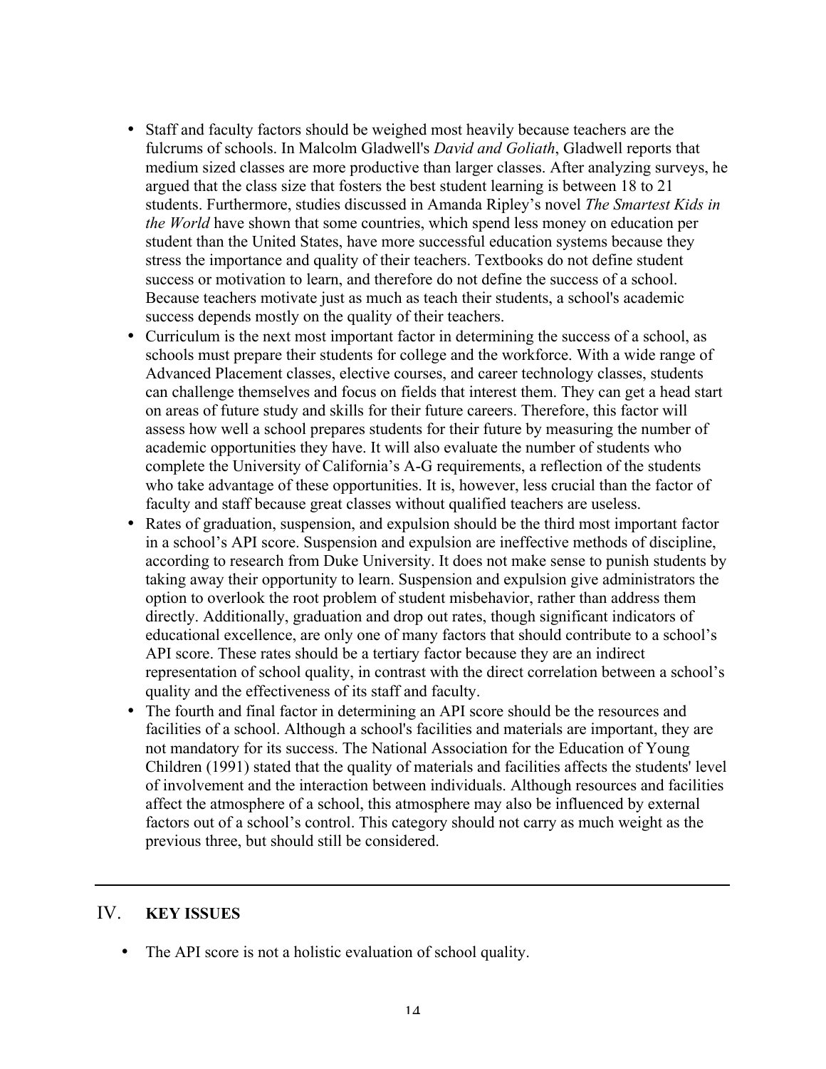- Staff and faculty factors should be weighed most heavily because teachers are the fulcrums of schools. In Malcolm Gladwell's *David and Goliath*, Gladwell reports that medium sized classes are more productive than larger classes. After analyzing surveys, he argued that the class size that fosters the best student learning is between 18 to 21 students. Furthermore, studies discussed in Amanda Ripley's novel *The Smartest Kids in the World* have shown that some countries, which spend less money on education per student than the United States, have more successful education systems because they stress the importance and quality of their teachers. Textbooks do not define student success or motivation to learn, and therefore do not define the success of a school. Because teachers motivate just as much as teach their students, a school's academic success depends mostly on the quality of their teachers.
- Curriculum is the next most important factor in determining the success of a school, as schools must prepare their students for college and the workforce. With a wide range of Advanced Placement classes, elective courses, and career technology classes, students can challenge themselves and focus on fields that interest them. They can get a head start on areas of future study and skills for their future careers. Therefore, this factor will assess how well a school prepares students for their future by measuring the number of academic opportunities they have. It will also evaluate the number of students who complete the University of California's A-G requirements, a reflection of the students who take advantage of these opportunities. It is, however, less crucial than the factor of faculty and staff because great classes without qualified teachers are useless.
- Rates of graduation, suspension, and expulsion should be the third most important factor in a school's API score. Suspension and expulsion are ineffective methods of discipline, according to research from Duke University. It does not make sense to punish students by taking away their opportunity to learn. Suspension and expulsion give administrators the option to overlook the root problem of student misbehavior, rather than address them directly. Additionally, graduation and drop out rates, though significant indicators of educational excellence, are only one of many factors that should contribute to a school's API score. These rates should be a tertiary factor because they are an indirect representation of school quality, in contrast with the direct correlation between a school's quality and the effectiveness of its staff and faculty.
- The fourth and final factor in determining an API score should be the resources and facilities of a school. Although a school's facilities and materials are important, they are not mandatory for its success. The National Association for the Education of Young Children (1991) stated that the quality of materials and facilities affects the students' level of involvement and the interaction between individuals. Although resources and facilities affect the atmosphere of a school, this atmosphere may also be influenced by external factors out of a school's control. This category should not carry as much weight as the previous three, but should still be considered.

---

## IV. KEY ISSUES

- The API score is not a holistic evaluation of school quality.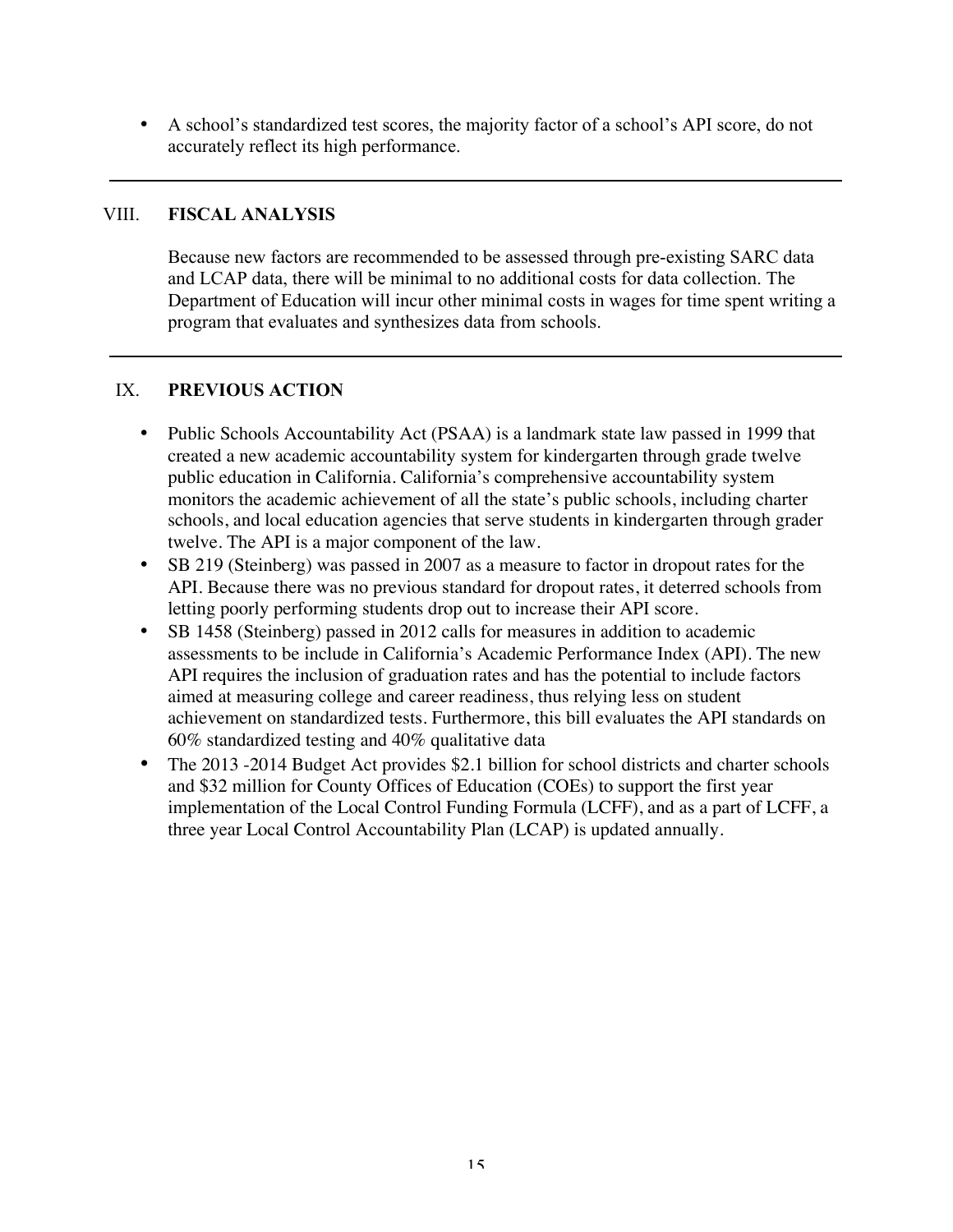- A school's standardized test scores, the majority factor of a school's API score, do not accurately reflect its high performance.

---

## VIII. FISCAL ANALYSIS

Because new factors are recommended to be assessed through pre-existing SARC data and LCAP data, there will be minimal to no additional costs for data collection. The Department of Education will incur other minimal costs in wages for time spent writing a program that evaluates and synthesizes data from schools.

---

## IX. PREVIOUS ACTION

- Public Schools Accountability Act (PSAA) is a landmark state law passed in 1999 that created a new academic accountability system for kindergarten through grade twelve public education in California. California's comprehensive accountability system monitors the academic achievement of all the state's public schools, including charter schools, and local education agencies that serve students in kindergarten through grader twelve. The API is a major component of the law.
- SB 219 (Steinberg) was passed in 2007 as a measure to factor in dropout rates for the API. Because there was no previous standard for dropout rates, it deterred schools from letting poorly performing students drop out to increase their API score.
- SB 1458 (Steinberg) passed in 2012 calls for measures in addition to academic assessments to be include in California's Academic Performance Index (API). The new API requires the inclusion of graduation rates and has the potential to include factors aimed at measuring college and career readiness, thus relying less on student achievement on standardized tests. Furthermore, this bill evaluates the API standards on 60% standardized testing and 40% qualitative data
- The 2013 -2014 Budget Act provides $2.1 billion for school districts and charter schools and $32 million for County Offices of Education (COEs) to support the first year implementation of the Local Control Funding Formula (LCFF), and as a part of LCFF, a three year Local Control Accountability Plan (LCAP) is updated annually.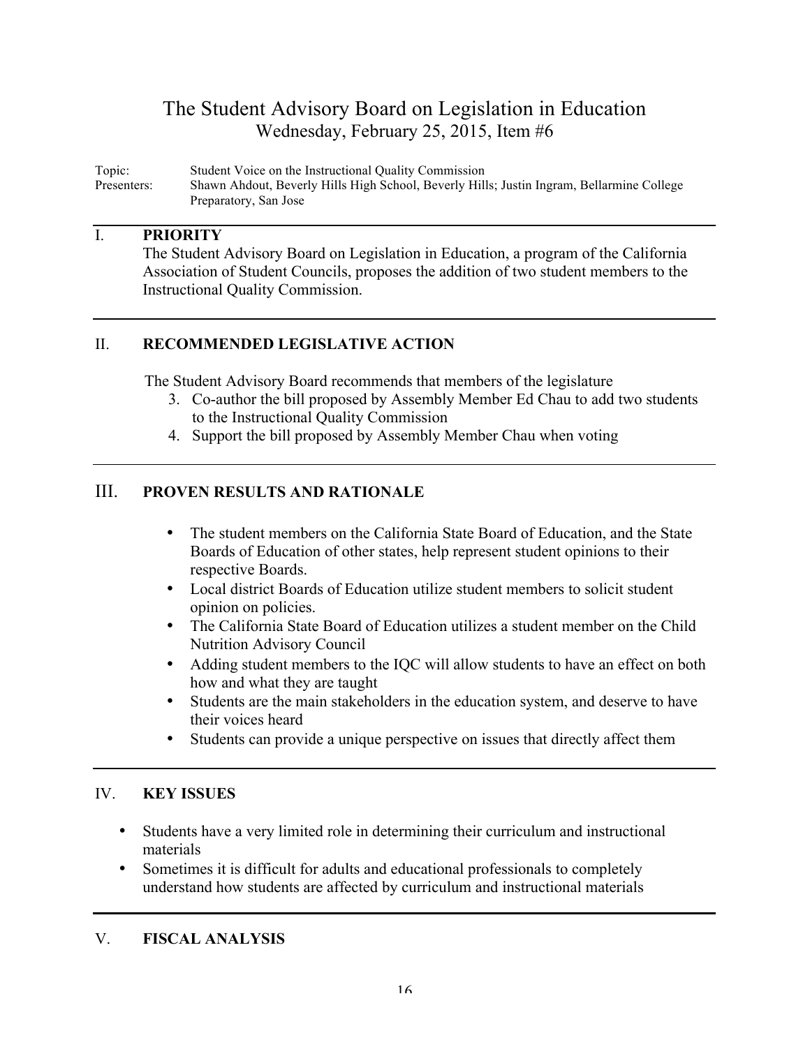# The Student Advisory Board on Legislation in Education

Wednesday, February 25, 2015, Item #6

Topic: Student Voice on the Instructional Quality Commission

Presenters: Shawn Ahdout, Beverly Hills High School, Beverly Hills; Justin Ingram, Bellarmine College Preparatory, San Jose

## I. PRIORITY

The Student Advisory Board on Legislation in Education, a program of the California Association of Student Councils, proposes the addition of two student members to the Instructional Quality Commission.

## II. RECOMMENDED LEGISLATIVE ACTION

The Student Advisory Board recommends that members of the legislature

3. Co-author the bill proposed by Assembly Member Ed Chau to add two students to the Instructional Quality Commission
4. Support the bill proposed by Assembly Member Chau when voting

## III. PROVEN RESULTS AND RATIONALE

- The student members on the California State Board of Education, and the State Boards of Education of other states, help represent student opinions to their respective Boards.
- Local district Boards of Education utilize student members to solicit student opinion on policies.
- The California State Board of Education utilizes a student member on the Child Nutrition Advisory Council
- Adding student members to the IQC will allow students to have an effect on both how and what they are taught
- Students are the main stakeholders in the education system, and deserve to have their voices heard
- Students can provide a unique perspective on issues that directly affect them

## IV. KEY ISSUES

- Students have a very limited role in determining their curriculum and instructional materials
- Sometimes it is difficult for adults and educational professionals to completely understand how students are affected by curriculum and instructional materials

## V. FISCAL ANALYSIS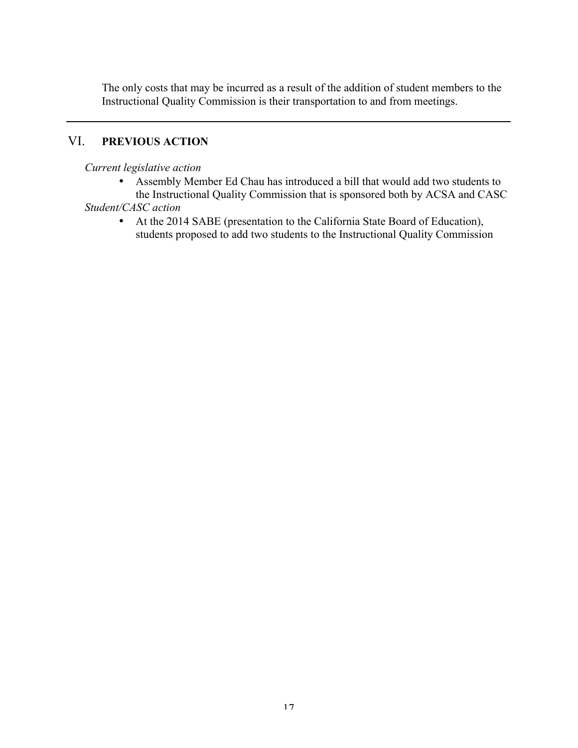The only costs that may be incurred as a result of the addition of student members to the Instructional Quality Commission is their transportation to and from meetings.

---

## VI. **PREVIOUS ACTION**

*Current legislative action*

- Assembly Member Ed Chau has introduced a bill that would add two students to the Instructional Quality Commission that is sponsored both by ACSA and CASC

*Student/CASC action*

- At the 2014 SABE (presentation to the California State Board of Education), students proposed to add two students to the Instructional Quality Commission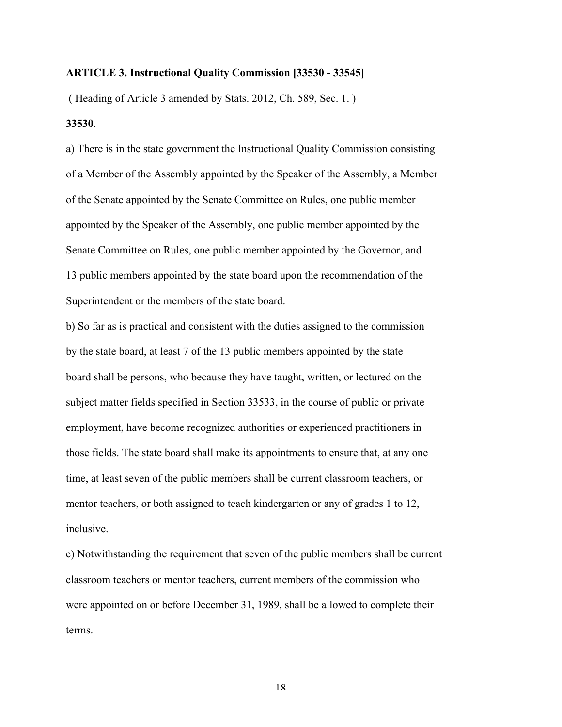**ARTICLE 3. Instructional Quality Commission [33530 - 33545]**

( Heading of Article 3 amended by Stats. 2012, Ch. 589, Sec. 1. )

**33530**.

a) There is in the state government the Instructional Quality Commission consisting of a Member of the Assembly appointed by the Speaker of the Assembly, a Member of the Senate appointed by the Senate Committee on Rules, one public member appointed by the Speaker of the Assembly, one public member appointed by the Senate Committee on Rules, one public member appointed by the Governor, and 13 public members appointed by the state board upon the recommendation of the Superintendent or the members of the state board.

b) So far as is practical and consistent with the duties assigned to the commission by the state board, at least 7 of the 13 public members appointed by the state board shall be persons, who because they have taught, written, or lectured on the subject matter fields specified in Section 33533, in the course of public or private employment, have become recognized authorities or experienced practitioners in those fields. The state board shall make its appointments to ensure that, at any one time, at least seven of the public members shall be current classroom teachers, or mentor teachers, or both assigned to teach kindergarten or any of grades 1 to 12, inclusive.

c) Notwithstanding the requirement that seven of the public members shall be current classroom teachers or mentor teachers, current members of the commission who were appointed on or before December 31, 1989, shall be allowed to complete their terms.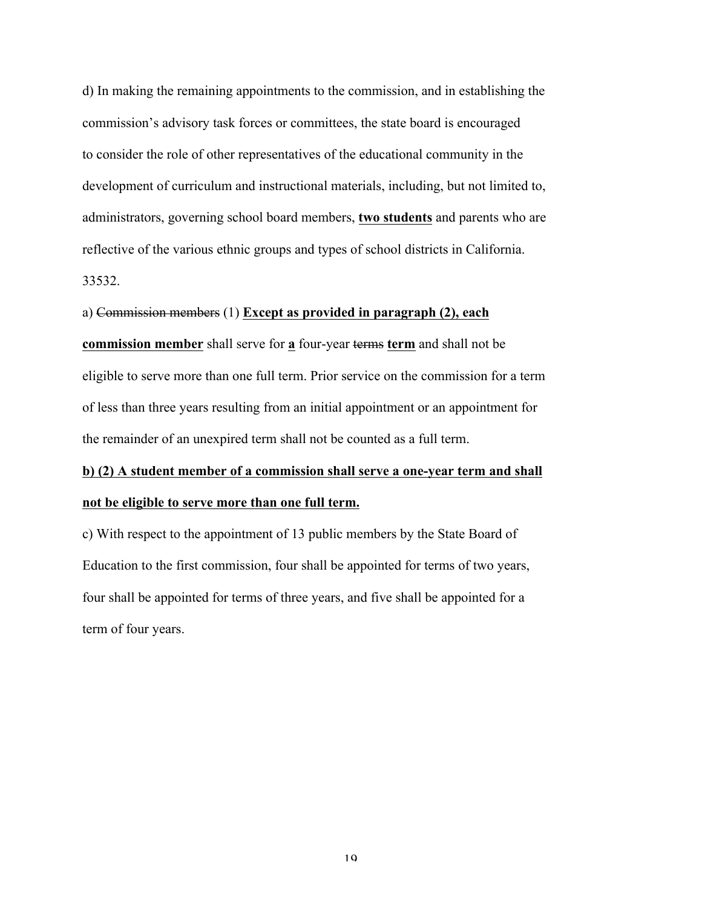d) In making the remaining appointments to the commission, and in establishing the commission's advisory task forces or committees, the state board is encouraged to consider the role of other representatives of the educational community in the development of curriculum and instructional materials, including, but not limited to, administrators, governing school board members, <u>**two students**</u> and parents who are reflective of the various ethnic groups and types of school districts in California.

33532.

a) ~~Commission members~~ (1) <u>**Except as provided in paragraph (2), each commission member**</u> shall serve for <u>**a**</u> four-year ~~terms~~ <u>**term**</u> and shall not be eligible to serve more than one full term. Prior service on the commission for a term of less than three years resulting from an initial appointment or an appointment for the remainder of an unexpired term shall not be counted as a full term.

<u>**b) (2) A student member of a commission shall serve a one-year term and shall not be eligible to serve more than one full term.**</u>

c) With respect to the appointment of 13 public members by the State Board of Education to the first commission, four shall be appointed for terms of two years, four shall be appointed for terms of three years, and five shall be appointed for a term of four years.